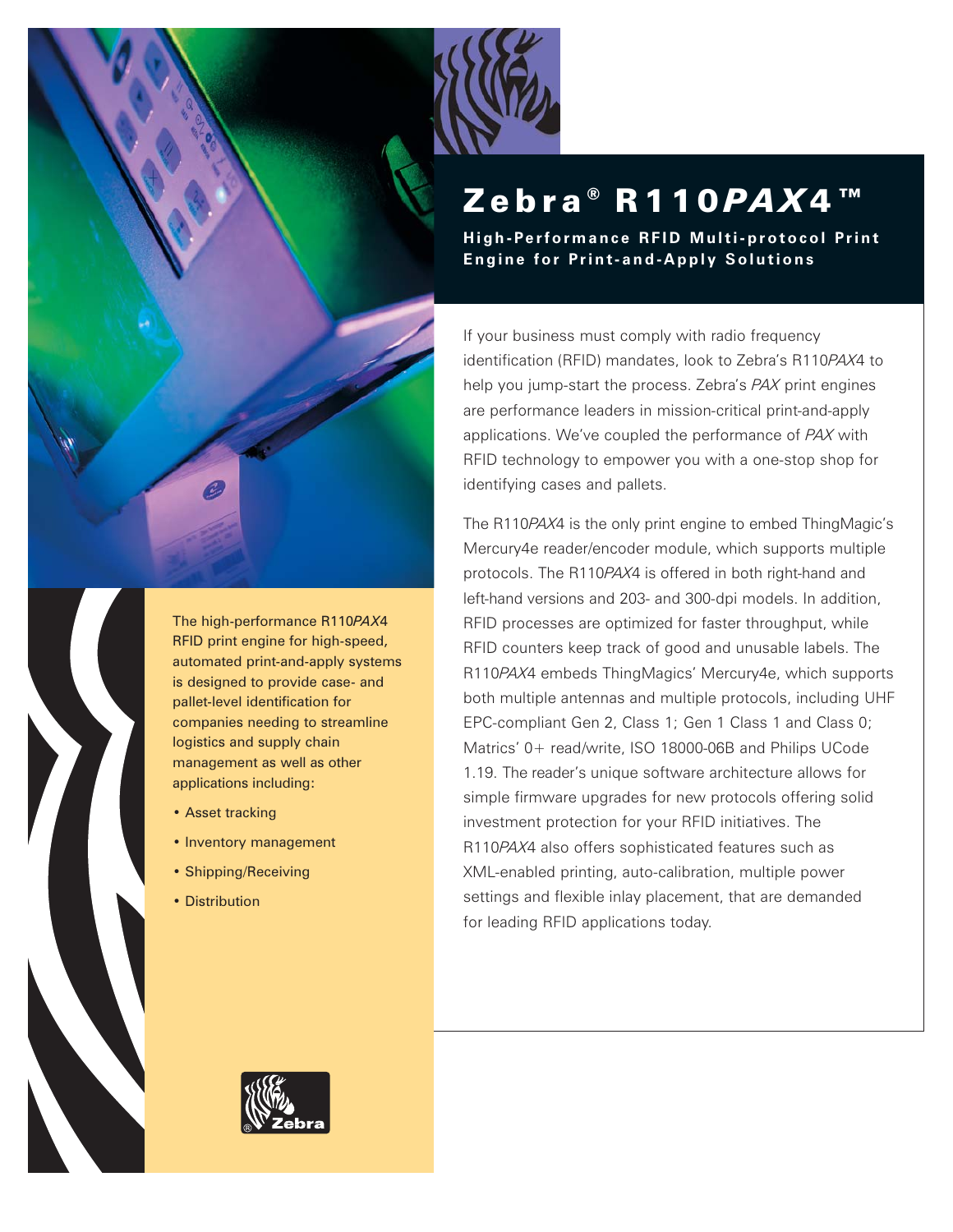# Zebra® R110*PAX*4™

**High-Performance RFID Multi-protocol Print Engine for Print-and-Apply Solutions**

The high-performance R110*PAX*4 RFID print engine for high-speed, automated print-and-apply systems is designed to provide case- and pallet-level identification for companies needing to streamline logistics and supply chain management as well as other applications including:

- Asset tracking
- Inventory management
- Shipping/Receiving
- Distribution

If your business must comply with radio frequency identification (RFID) mandates, look to Zebra's R110*PAX*4 to help you jump-start the process. Zebra's *PAX* print engines are performance leaders in mission-critical print-and-apply applications. We've coupled the performance of *PAX* with RFID technology to empower you with a one-stop shop for identifying cases and pallets.

The R110*PAX*4 is the only print engine to embed ThingMagic's Mercury4e reader/encoder module, which supports multiple protocols. The R110*PAX*4 is offered in both right-hand and left-hand versions and 203- and 300-dpi models. In addition, RFID processes are optimized for faster throughput, while RFID counters keep track of good and unusable labels. The R110*PAX*4 embeds ThingMagics' Mercury4e, which supports both multiple antennas and multiple protocols, including UHF EPC-compliant Gen 2, Class 1; Gen 1 Class 1 and Class 0; Matrics' 0+ read/write, ISO 18000-06B and Philips UCode 1.19. The reader's unique software architecture allows for simple firmware upgrades for new protocols offering solid investment protection for your RFID initiatives. The R110*PAX*4 also offers sophisticated features such as XML-enabled printing, auto-calibration, multiple power settings and flexible inlay placement, that are demanded for leading RFID applications today.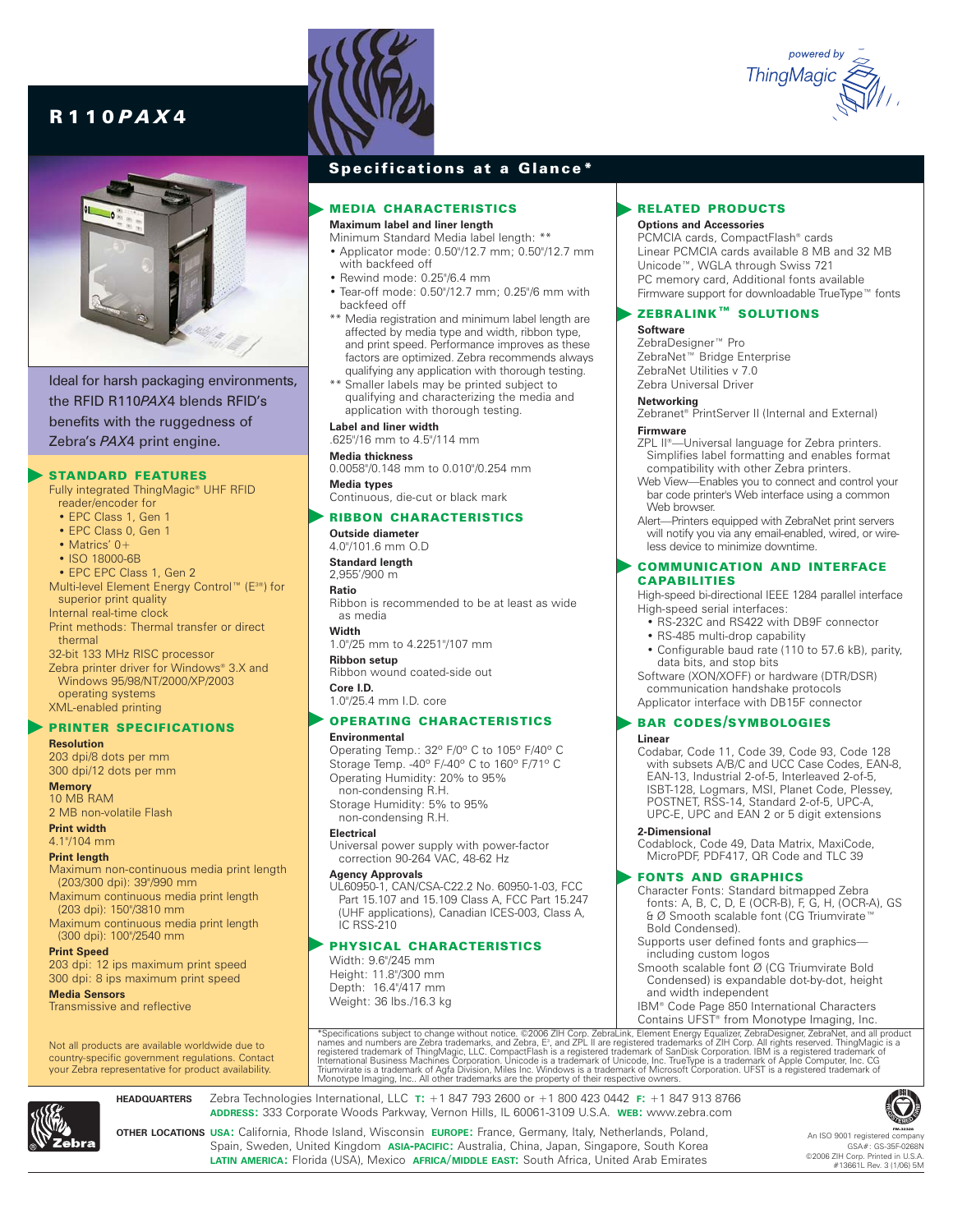# R110*PAX*4

powered by ThingMagic

Ideal for harsh packaging environments, the RFID R110*PAX*4 blends RFID's benefits with the ruggedness of Zebra's *PAX*4 print engine.

## STANDARD FEATURES

Fully integrated ThingMagic® UHF RFID reader/encoder for
- EPC Class 1, Gen 1
- EPC Class 0, Gen 1
- Matrics' 0+
- ISO 18000-6B
- EPC EPC Class 1, Gen 2

Multi-level Element Energy Control™ (E3®) for superior print quality
Internal real-time clock
Print methods: Thermal transfer or direct thermal
32-bit 133 MHz RISC processor
Zebra printer driver for Windows® 3.X and Windows 95/98/NT/2000/XP/2003 operating systems
XML-enabled printing

## PRINTER SPECIFICATIONS

**Resolution**
203 dpi/8 dots per mm
300 dpi/12 dots per mm

**Memory**
10 MB RAM
2 MB non-volatile Flash

**Print width**
4.1"/104 mm

**Print length**
Maximum non-continuous media print length (203/300 dpi): 39"/990 mm
Maximum continuous media print length (203 dpi): 150"/3810 mm
Maximum continuous media print length (300 dpi): 100"/2540 mm

**Print Speed**
203 dpi: 12 ips maximum print speed
300 dpi: 8 ips maximum print speed

**Media Sensors**
Transmissive and reflective

Not all products are available worldwide due to country-specific government regulations. Contact your Zebra representative for product availability.

## Specifications at a Glance*

## MEDIA CHARACTERISTICS

**Maximum label and liner length**
Minimum Standard Media label length: **
- Applicator mode: 0.50"/12.7 mm; 0.50"/12.7 mm with backfeed off
- Rewind mode: 0.25"/6.4 mm
- Tear-off mode: 0.50"/12.7 mm; 0.25"/6 mm with backfeed off

** Media registration and minimum label length are affected by media type and width, ribbon type, and print speed. Performance improves as these factors are optimized. Zebra recommends always qualifying any application with thorough testing.
** Smaller labels may be printed subject to qualifying and characterizing the media and application with thorough testing.

**Label and liner width**
.625"/16 mm to 4.5"/114 mm

**Media thickness**
0.0058"/0.148 mm to 0.010"/0.254 mm

**Media types**
Continuous, die-cut or black mark

## RIBBON CHARACTERISTICS

**Outside diameter**
4.0"/101.6 mm O.D

**Standard length**
2,955'/900 m

**Ratio**
Ribbon is recommended to be at least as wide as media

**Width**
1.0"/25 mm to 4.2251"/107 mm

**Ribbon setup**
Ribbon wound coated-side out

**Core I.D.**
1.0"/25.4 mm I.D. core

## OPERATING CHARACTERISTICS

**Environmental**
Operating Temp.: 32º F/0º C to 105º F/40º C
Storage Temp. -40º F/-40º C to 160º F/71º C
Operating Humidity: 20% to 95% non-condensing R.H.
Storage Humidity: 5% to 95% non-condensing R.H.

**Electrical**
Universal power supply with power-factor correction 90-264 VAC, 48-62 Hz

**Agency Approvals**
UL60950-1, CAN/CSA-C22.2 No. 60950-1-03, FCC Part 15.107 and 15.109 Class A, FCC Part 15.247 (UHF applications), Canadian ICES-003, Class A, IC RSS-210

## PHYSICAL CHARACTERISTICS

Width: 9.6"/245 mm
Height: 11.8"/300 mm
Depth: 16.4"/417 mm
Weight: 36 lbs./16.3 kg

## RELATED PRODUCTS

**Options and Accessories**
PCMCIA cards, CompactFlash® cards
Linear PCMCIA cards available 8 MB and 32 MB
Unicode™, WGLA through Swiss 721
PC memory card, Additional fonts available
Firmware support for downloadable TrueType™ fonts

## ZEBRALINK™ SOLUTIONS

**Software**
ZebraDesigner™ Pro
ZebraNet™ Bridge Enterprise
ZebraNet Utilities v 7.0
Zebra Universal Driver

**Networking**
Zebranet® PrintServer II (Internal and External)

**Firmware**
ZPL II®—Universal language for Zebra printers. Simplifies label formatting and enables format compatibility with other Zebra printers.
Web View—Enables you to connect and control your bar code printer's Web interface using a common Web browser.
Alert—Printers equipped with ZebraNet print servers will notify you via any email-enabled, wired, or wireless device to minimize downtime.

## COMMUNICATION AND INTERFACE CAPABILITIES

High-speed bi-directional IEEE 1284 parallel interface
High-speed serial interfaces:
- RS-232C and RS422 with DB9F connector
- RS-485 multi-drop capability
- Configurable baud rate (110 to 57.6 kB), parity, data bits, and stop bits

Software (XON/XOFF) or hardware (DTR/DSR) communication handshake protocols
Applicator interface with DB15F connector

## BAR CODES/SYMBOLOGIES

**Linear**
Codabar, Code 11, Code 39, Code 93, Code 128 with subsets A/B/C and UCC Case Codes, EAN-8, EAN-13, Industrial 2-of-5, Interleaved 2-of-5, ISBT-128, Logmars, MSI, Planet Code, Plessey, POSTNET, RSS-14, Standard 2-of-5, UPC-A, UPC-E, UPC and EAN 2 or 5 digit extensions

**2-Dimensional**
Codablock, Code 49, Data Matrix, MaxiCode, MicroPDF, PDF417, QR Code and TLC 39

## FONTS AND GRAPHICS

Character Fonts: Standard bitmapped Zebra fonts: A, B, C, D, E (OCR-B), F, G, H, (OCR-A), GS & Ø Smooth scalable font (CG Triumvirate™ Bold Condensed).
Supports user defined fonts and graphics—including custom logos
Smooth scalable font Ø (CG Triumvirate Bold Condensed) is expandable dot-by-dot, height and width independent
IBM® Code Page 850 International Characters
Contains UFST® from Monotype Imaging, Inc.

*Specifications subject to change without notice. ©2006 ZIH Corp. ZebraLink, Element Energy Equalizer, ZebraDesigner, ZebraNet, and all product names and numbers are Zebra trademarks, and Zebra, E3, and ZPL II are registered trademarks of ZIH Corp. All rights reserved. ThingMagic is a registered trademark of ThingMagic, LLC. CompactFlash is a registered trademark of SanDisk Corporation. IBM is a registered trademark of International Business Machines Corporation. Unicode is a trademark of Unicode, Inc. TrueType is a trademark of Apple Computer, Inc. CG Triumvirate is a trademark of Agfa Division, Miles Inc. Windows is a trademark of Microsoft Corporation. UFST is a registered trademark of Monotype Imaging, Inc.. All other trademarks are the property of their respective owners.

**HEADQUARTERS** Zebra Technologies International, LLC **T:** +1 847 793 2600 or +1 800 423 0442 **F:** +1 847 913 8766
**ADDRESS:** 333 Corporate Woods Parkway, Vernon Hills, IL 60061-3109 U.S.A. **WEB:** www.zebra.com

**OTHER LOCATIONS** **USA:** California, Rhode Island, Wisconsin **EUROPE:** France, Germany, Italy, Netherlands, Poland, Spain, Sweden, United Kingdom **ASIA-PACIFIC:** Australia, China, Japan, Singapore, South Korea **LATIN AMERICA:** Florida (USA), Mexico **AFRICA/MIDDLE EAST:** South Africa, United Arab Emirates

An ISO 9001 registered company
GSA#: GS-35F-0268N
©2006 ZIH Corp. Printed in U.S.A.
#13661L Rev. 3 (1/06) 5M